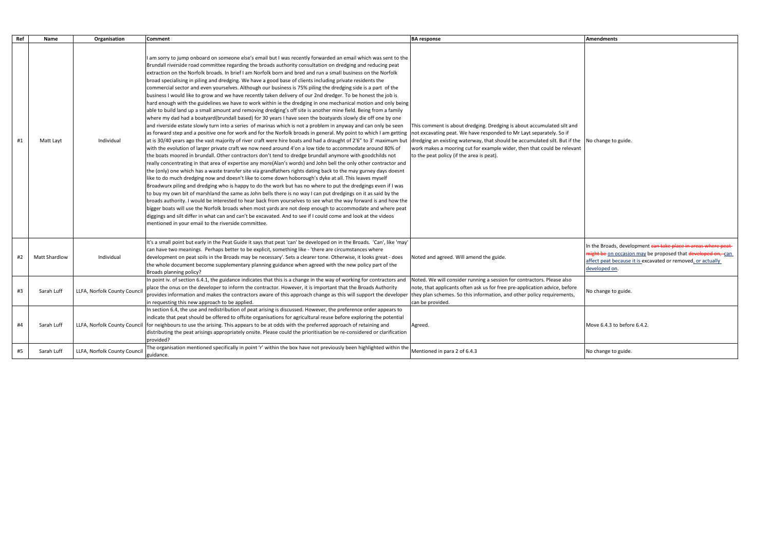| Ref | Name | Organisation | Comment | BA response | Amendments |
|---|---|---|---|---|---|
| #1 | Matt Layt | Individual | I am sorry to jump onboard on someone else's email but I was recently forwarded an email which was sent to the Brundall riverside road committee regarding the broads authority consultation on dredging and reducing peat extraction on the Norfolk broads. In brief I am Norfolk born and bred and run a small business on the Norfolk broad specialising in piling and dredging. We have a good base of clients including private residents the commercial sector and even yourselves. Although our business is 75% piling the dredging side is a part of the business I would like to grow and we have recently taken delivery of our 2nd dredger. To be honest the job is hard enough with the guidelines we have to work within ie the dredging in one mechanical motion and only being able to build land up a small amount and removing dredging's off site is another mine field. Being from a family where my dad had a boatyard(brundall based) for 30 years I have seen the boatyards slowly die off one by one and riverside estate slowly turn into a series of marinas which is not a problem in anyway and can only be seen as forward step and a positive one for work and for the Norfolk broads in general. My point to which I am getting at is 30/40 years ago the vast majority of river craft were hire boats and had a draught of 2'6" to 3' maximum but with the evolution of larger private craft we now need around 4'on a low tide to accommodate around 80% of the boats moored in brundall. Other contractors don't tend to dredge brundall anymore with goodchilds not really concentrating in that area of expertise any more(Alan's words) and John bell the only other contractor and the (only) one which has a waste transfer site via grandfathers rights dating back to the may gurney days doesnt like to do much dredging now and doesn't like to come down hoborough's dyke at all. This leaves myself Broadwurx piling and dredging who is happy to do the work but has no where to put the dredgings even if I was to buy my own bit of marshland the same as John bells there is no way I can put dredgings on it as said by the broads authority. I would be interested to hear back from yourselves to see what the way forward is and how the bigger boats will use the Norfolk broads when most yards are not deep enough to accommodate and where peat diggings and silt differ in what can and can't be excavated. And to see if I could come and look at the videos mentioned in your email to the riverside committee. | This comment is about dredging. Dredging is about accumulated silt and not excavating peat. We have responded to Mr Layt separately. So if dredging an existing waterway, that should be accumulated silt. But if the work makes a mooring cut for example wider, then that could be relevant to the peat policy (if the area is peat). | No change to guide. |
| #2 | Matt Shardlow | Individual | It's a small point but early in the Peat Guide it says that peat 'can' be developed on in the Broads. 'Can', like 'may' can have two meanings. Perhaps better to be explicit, something like - 'there are circumstances where development on peat soils in the Broads may be necessary'. Sets a clearer tone. Otherwise, it looks great - does the whole document become supplementary planning guidance when agreed with the new policy part of the Broads planning policy? | Noted and agreed. Will amend the guide. | In the Broads, development ~~can take place in areas where peat might be~~ on occasion may be proposed that ~~developed on,~~ can affect peat because it is excavated or removed, or actually developed on. |
| #3 | Sarah Luff | LLFA, Norfolk County Council | In point iv. of section 6.4.1, the guidance indicates that this is a change in the way of working for contractors and place the onus on the developer to inform the contractor. However, it is important that the Broads Authority provides information and makes the contractors aware of this approach change as this will support the developer in requesting this new approach to be applied. | Noted. We will consider running a session for contractors. Please also note, that applicants often ask us for free pre-application advice, before they plan schemes. So this information, and other policy requirements, can be provided. | No change to guide. |
| #4 | Sarah Luff | LLFA, Norfolk County Council | In section 6.4, the use and redistribution of peat arising is discussed. However, the preference order appears to indicate that peat should be offered to offsite organisations for agricultural reuse before exploring the potential for neighbours to use the arising. This appears to be at odds with the preferred approach of retaining and distributing the peat arisings appropriately onsite. Please could the prioritisation be re-considered or clarification provided? | Agreed. | Move 6.4.3 to before 6.4.2. |
| #5 | Sarah Luff | LLFA, Norfolk County Council | The organisation mentioned specifically in point 'r' within the box have not previously been highlighted within the guidance. | Mentioned in para 2 of 6.4.3 | No change to guide. |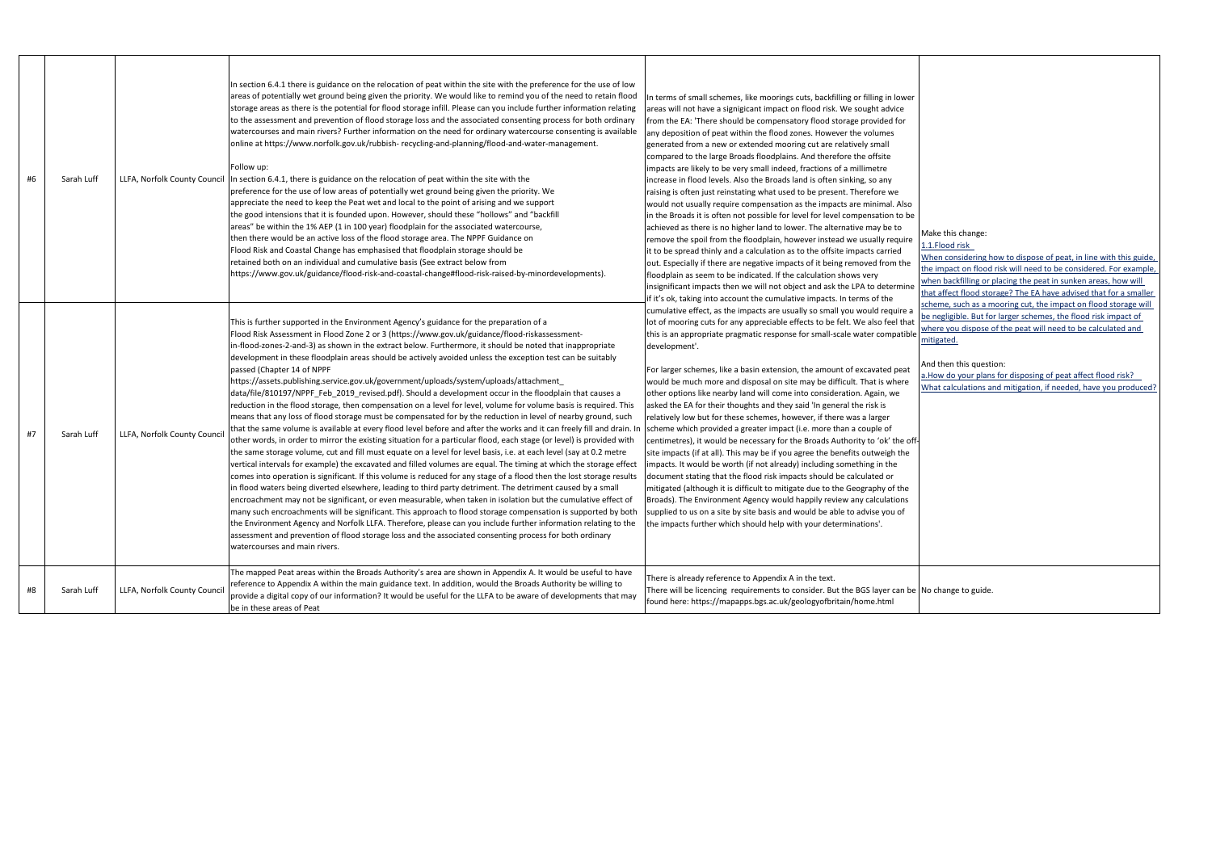| | | | | | |
|---|---|---|---|---|---|
| #6 | Sarah Luff | LLFA, Norfolk County Council | In section 6.4.1 there is guidance on the relocation of peat within the site with the preference for the use of low areas of potentially wet ground being given the priority. We would like to remind you of the need to retain flood storage areas as there is the potential for flood storage infill. Please can you include further information relating to the assessment and prevention of flood storage loss and the associated consenting process for both ordinary watercourses and main rivers? Further information on the need for ordinary watercourse consenting is available online at https://www.norfolk.gov.uk/rubbish- recycling-and-planning/flood-and-water-management.<br><br>Follow up:<br>In section 6.4.1, there is guidance on the relocation of peat within the site with the preference for the use of low areas of potentially wet ground being given the priority. We appreciate the need to keep the Peat wet and local to the point of arising and we support the good intensions that it is founded upon. However, should these "hollows" and "backfill areas" be within the 1% AEP (1 in 100 year) floodplain for the associated watercourse, then there would be an active loss of the flood storage area. The NPPF Guidance on Flood Risk and Coastal Change has emphasised that floodplain storage should be retained both on an individual and cumulative basis (See extract below from https://www.gov.uk/guidance/flood-risk-and-coastal-change#flood-risk-raised-by-minordevelopments). | In terms of small schemes, like moorings cuts, backfilling or filling in lower areas will not have a signigicant impact on flood risk. We sought advice from the EA: 'There should be compensatory flood storage provided for any deposition of peat within the flood zones. However the volumes generated from a new or extended mooring cut are relatively small compared to the large Broads floodplains. And therefore the offsite impacts are likely to be very small indeed, fractions of a millimetre increase in flood levels. Also the Broads land is often sinking, so any raising is often just reinstating what used to be present. Therefore we would not usually require compensation as the impacts are minimal. Also in the Broads it is often not possible for level for level compensation to be achieved as there is no higher land to lower. The alternative may be to remove the spoil from the floodplain, however instead we usually require it to be spread thinly and a calculation as to the offsite impacts carried out. Especially if there are negative impacts of it being removed from the floodplain as seem to be indicated. If the calculation shows very insignificant impacts then we will not object and ask the LPA to determine if it's ok, taking into account the cumulative impacts. In terms of the cumulative effect, as the impacts are usually so small you would require a lot of mooring cuts for any appreciable effects to be felt. We also feel that this is an appropriate pragmatic response for small-scale water compatible development'.<br><br>For larger schemes, like a basin extension, the amount of excavated peat would be much more and disposal on site may be difficult. That is where other options like nearby land will come into consideration. Again, we asked the EA for their thoughts and they said 'In general the risk is relatively low but for these schemes, however, if there was a larger scheme which provided a greater impact (i.e. more than a couple of centimetres), it would be necessary for the Broads Authority to 'ok' the off-site impacts (if at all). This may be if you agree the benefits outweigh the impacts. It would be worth (if not already) including something in the document stating that the flood risk impacts should be calculated or mitigated (although it is difficult to mitigate due to the Geography of the Broads). The Environment Agency would happily review any calculations supplied to us on a site by site basis and would be able to advise you of the impacts further which should help with your determinations'. | Make this change:<br>1.1.Flood risk<br>When considering how to dispose of peat, in line with this guide, the impact on flood risk will need to be considered. For example, when backfilling or placing the peat in sunken areas, how will that affect flood storage? The EA have advised that for a smaller scheme, such as a mooring cut, the impact on flood storage will be negligible. But for larger schemes, the flood risk impact of where you dispose of the peat will need to be calculated and mitigated.<br><br>And then this question:<br>a.How do your plans for disposing of peat affect flood risk? What calculations and mitigation, if needed, have you produced? |
| #7 | Sarah Luff | LLFA, Norfolk County Council | This is further supported in the Environment Agency's guidance for the preparation of a Flood Risk Assessment in Flood Zone 2 or 3 (https://www.gov.uk/guidance/flood-riskassessment-in-flood-zones-2-and-3) as shown in the extract below. Furthermore, it should be noted that inappropriate development in these floodplain areas should be actively avoided unless the exception test can be suitably passed (Chapter 14 of NPPF https://assets.publishing.service.gov.uk/government/uploads/system/uploads/attachment_data/file/810197/NPPF_Feb_2019_revised.pdf). Should a development occur in the floodplain that causes a reduction in the flood storage, then compensation on a level for level, volume for volume basis is required. This means that any loss of flood storage must be compensated for by the reduction in level of nearby ground, such that the same volume is available at every flood level before and after the works and it can freely fill and drain. In other words, in order to mirror the existing situation for a particular flood, each stage (or level) is provided with the same storage volume, cut and fill must equate on a level for level basis, i.e. at each level (say at 0.2 metre vertical intervals for example) the excavated and filled volumes are equal. The timing at which the storage effect comes into operation is significant. If this volume is reduced for any stage of a flood then the lost storage results in flood waters being diverted elsewhere, leading to third party detriment. The detriment caused by a small encroachment may not be significant, or even measurable, when taken in isolation but the cumulative effect of many such encroachments will be significant. This approach to flood storage compensation is supported by both the Environment Agency and Norfolk LLFA. Therefore, please can you include further information relating to the assessment and prevention of flood storage loss and the associated consenting process for both ordinary watercourses and main rivers. | | |
| #8 | Sarah Luff | LLFA, Norfolk County Council | The mapped Peat areas within the Broads Authority's area are shown in Appendix A. It would be useful to have reference to Appendix A within the main guidance text. In addition, would the Broads Authority be willing to provide a digital copy of our information? It would be useful for the LLFA to be aware of developments that may be in these areas of Peat | There is already reference to Appendix A in the text.<br>There will be licencing requirements to consider. But the BGS layer can be found here: https://mapapps.bgs.ac.uk/geologyofbritain/home.html | No change to guide. |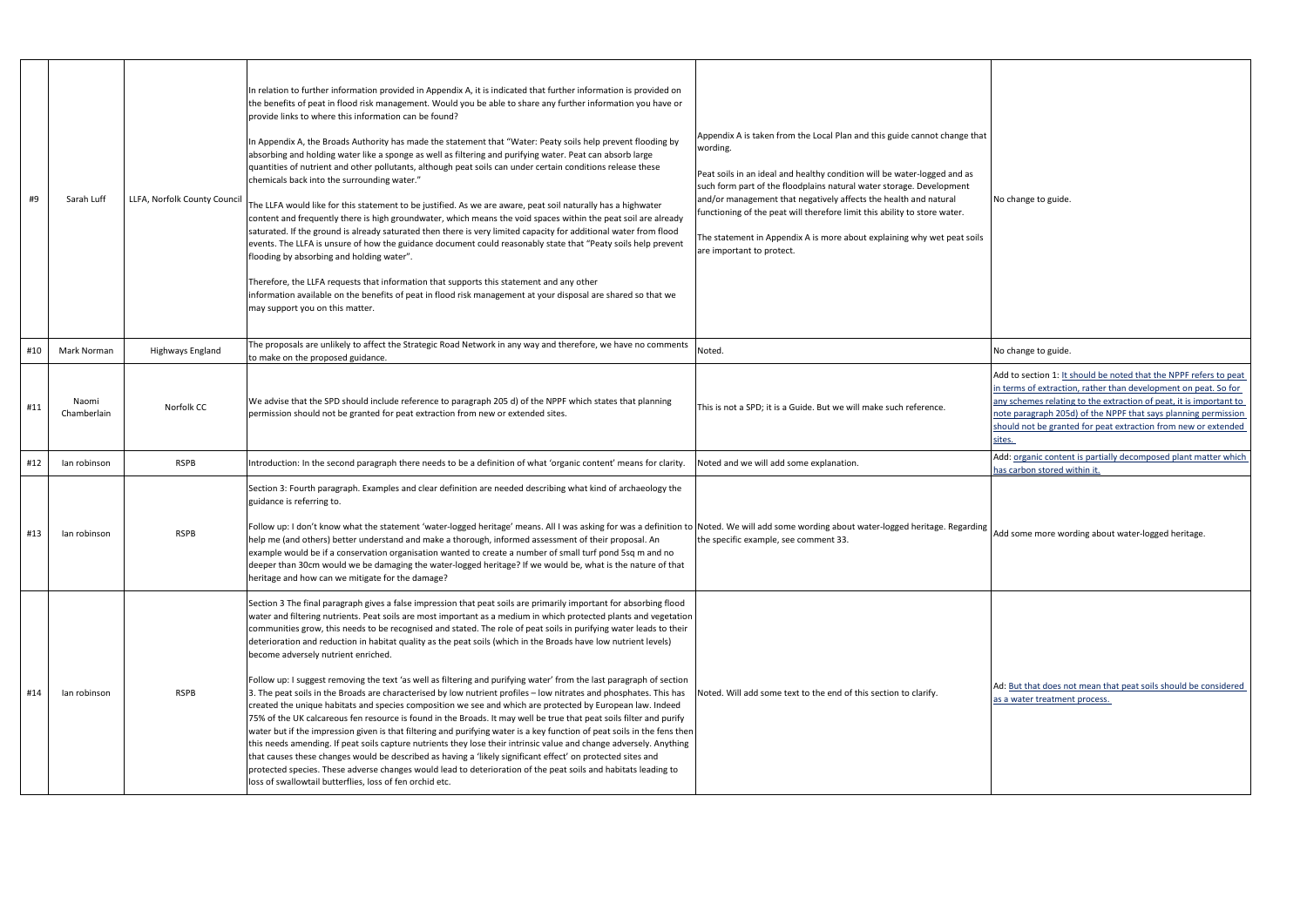| #9 | Sarah Luff | LLFA, Norfolk County Council | In relation to further information provided in Appendix A, it is indicated that further information is provided on the benefits of peat in flood risk management. Would you be able to share any further information you have or provide links to where this information can be found?<br><br>In Appendix A, the Broads Authority has made the statement that "Water: Peaty soils help prevent flooding by absorbing and holding water like a sponge as well as filtering and purifying water. Peat can absorb large quantities of nutrient and other pollutants, although peat soils can under certain conditions release these chemicals back into the surrounding water."<br><br>The LLFA would like for this statement to be justified. As we are aware, peat soil naturally has a highwater content and frequently there is high groundwater, which means the void spaces within the peat soil are already saturated. If the ground is already saturated then there is very limited capacity for additional water from flood events. The LLFA is unsure of how the guidance document could reasonably state that "Peaty soils help prevent flooding by absorbing and holding water".<br><br>Therefore, the LLFA requests that information that supports this statement and any other information available on the benefits of peat in flood risk management at your disposal are shared so that we may support you on this matter. | Appendix A is taken from the Local Plan and this guide cannot change that wording.<br><br>Peat soils in an ideal and healthy condition will be water-logged and as such form part of the floodplains natural water storage. Development and/or management that negatively affects the health and natural functioning of the peat will therefore limit this ability to store water.<br><br>The statement in Appendix A is more about explaining why wet peat soils are important to protect. | No change to guide. |
|---|---|---|---|---|---|
| #10 | Mark Norman | Highways England | The proposals are unlikely to affect the Strategic Road Network in any way and therefore, we have no comments to make on the proposed guidance. | Noted. | No change to guide. |
| #11 | Naomi Chamberlain | Norfolk CC | We advise that the SPD should include reference to paragraph 205 d) of the NPPF which states that planning permission should not be granted for peat extraction from new or extended sites. | This is not a SPD; it is a Guide. But we will make such reference. | Add to section 1: It should be noted that the NPPF refers to peat in terms of extraction, rather than development on peat. So for any schemes relating to the extraction of peat, it is important to note paragraph 205d) of the NPPF that says planning permission should not be granted for peat extraction from new or extended sites. |
| #12 | Ian robinson | RSPB | Introduction: In the second paragraph there needs to be a definition of what 'organic content' means for clarity. | Noted and we will add some explanation. | Add: organic content is partially decomposed plant matter which has carbon stored within it. |
| #13 | Ian robinson | RSPB | Section 3: Fourth paragraph. Examples and clear definition are needed describing what kind of archaeology the guidance is referring to.<br><br>Follow up: I don't know what the statement 'water-logged heritage' means. All I was asking for was a definition to help me (and others) better understand and make a thorough, informed assessment of their proposal. An example would be if a conservation organisation wanted to create a number of small turf pond 5sq m and no deeper than 30cm would we be damaging the water-logged heritage? If we would be, what is the nature of that heritage and how can we mitigate for the damage? | Noted. We will add some wording about water-logged heritage. Regarding the specific example, see comment 33. | Add some more wording about water-logged heritage. |
| #14 | Ian robinson | RSPB | Section 3 The final paragraph gives a false impression that peat soils are primarily important for absorbing flood water and filtering nutrients. Peat soils are most important as a medium in which protected plants and vegetation communities grow, this needs to be recognised and stated. The role of peat soils in purifying water leads to their deterioration and reduction in habitat quality as the peat soils (which in the Broads have low nutrient levels) become adversely nutrient enriched.<br><br>Follow up: I suggest removing the text 'as well as filtering and purifying water' from the last paragraph of section 3. The peat soils in the Broads are characterised by low nutrient profiles – low nitrates and phosphates. This has created the unique habitats and species composition we see and which are protected by European law. Indeed 75% of the UK calcareous fen resource is found in the Broads. It may well be true that peat soils filter and purify water but if the impression given is that filtering and purifying water is a key function of peat soils in the fens then this needs amending. If peat soils capture nutrients they lose their intrinsic value and change adversely. Anything that causes these changes would be described as having a 'likely significant effect' on protected sites and protected species. These adverse changes would lead to deterioration of the peat soils and habitats leading to loss of swallowtail butterflies, loss of fen orchid etc. | Noted. Will add some text to the end of this section to clarify. | Ad: But that does not mean that peat soils should be considered as a water treatment process. |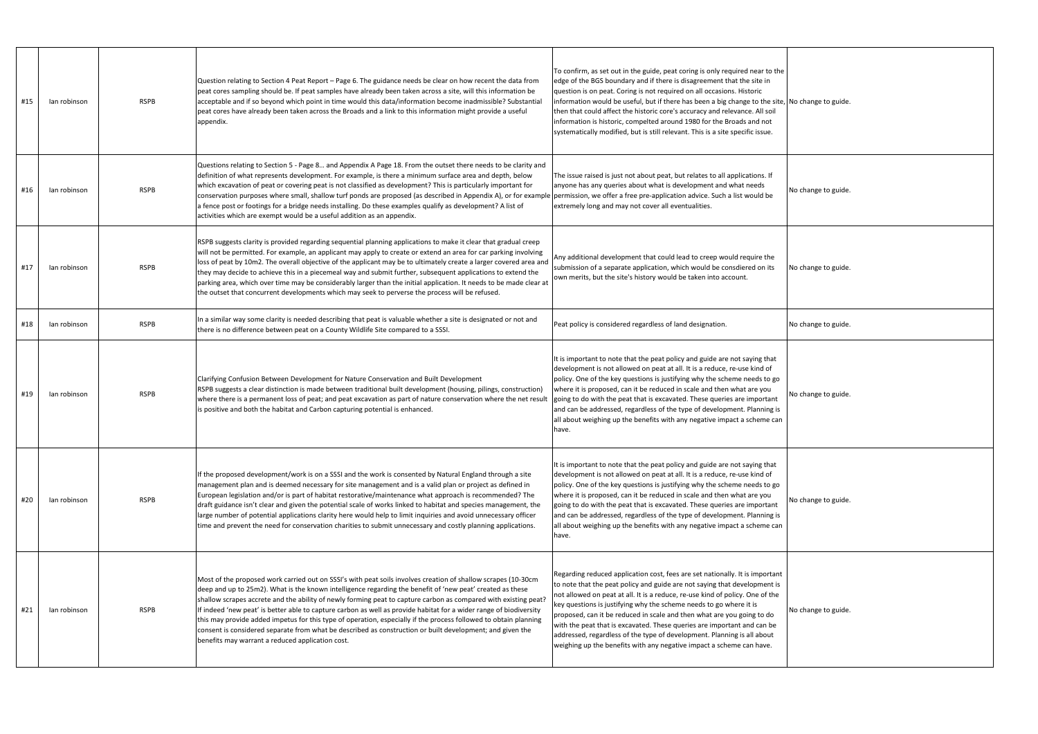| #15 | Ian robinson | RSPB | Question relating to Section 4 Peat Report – Page 6. The guidance needs be clear on how recent the data from peat cores sampling should be. If peat samples have already been taken across a site, will this information be acceptable and if so beyond which point in time would this data/information become inadmissible? Substantial peat cores have already been taken across the Broads and a link to this information might provide a useful appendix. | To confirm, as set out in the guide, peat coring is only required near to the edge of the BGS boundary and if there is disagreement that the site in question is on peat. Coring is not required on all occasions. Historic information would be useful, but if there has been a big change to the site, then that could affect the historic core's accuracy and relevance. All soil information is historic, compelted around 1980 for the Broads and not systematically modified, but is still relevant. This is a site specific issue. | No change to guide. |
|---|---|---|---|---|---|
| #16 | Ian robinson | RSPB | Questions relating to Section 5 - Page 8… and Appendix A Page 18. From the outset there needs to be clarity and definition of what represents development. For example, is there a minimum surface area and depth, below which excavation of peat or covering peat is not classified as development? This is particularly important for conservation purposes where small, shallow turf ponds are proposed (as described in Appendix A), or for example a fence post or footings for a bridge needs installing. Do these examples qualify as development? A list of activities which are exempt would be a useful addition as an appendix. | The issue raised is just not about peat, but relates to all applications. If anyone has any queries about what is development and what needs permission, we offer a free pre-application advice. Such a list would be extremely long and may not cover all eventualities. | No change to guide. |
| #17 | Ian robinson | RSPB | RSPB suggests clarity is provided regarding sequential planning applications to make it clear that gradual creep will not be permitted. For example, an applicant may apply to create or extend an area for car parking involving loss of peat by 10m2. The overall objective of the applicant may be to ultimately create a larger covered area and they may decide to achieve this in a piecemeal way and submit further, subsequent applications to extend the parking area, which over time may be considerably larger than the initial application. It needs to be made clear at the outset that concurrent developments which may seek to perverse the process will be refused. | Any additional development that could lead to creep would require the submission of a separate application, which would be consdiered on its own merits, but the site's history would be taken into account. | No change to guide. |
| #18 | Ian robinson | RSPB | In a similar way some clarity is needed describing that peat is valuable whether a site is designated or not and there is no difference between peat on a County Wildlife Site compared to a SSSI. | Peat policy is considered regardless of land designation. | No change to guide. |
| #19 | Ian robinson | RSPB | Clarifying Confusion Between Development for Nature Conservation and Built Development<br>RSPB suggests a clear distinction is made between traditional built development (housing, pilings, construction) where there is a permanent loss of peat; and peat excavation as part of nature conservation where the net result is positive and both the habitat and Carbon capturing potential is enhanced. | It is important to note that the peat policy and guide are not saying that development is not allowed on peat at all. It is a reduce, re-use kind of policy. One of the key questions is justifying why the scheme needs to go where it is proposed, can it be reduced in scale and then what are you going to do with the peat that is excavated. These queries are important and can be addressed, regardless of the type of development. Planning is all about weighing up the benefits with any negative impact a scheme can have. | No change to guide. |
| #20 | Ian robinson | RSPB | If the proposed development/work is on a SSSI and the work is consented by Natural England through a site management plan and is deemed necessary for site management and is a valid plan or project as defined in European legislation and/or is part of habitat restorative/maintenance what approach is recommended? The draft guidance isn't clear and given the potential scale of works linked to habitat and species management, the large number of potential applications clarity here would help to limit inquiries and avoid unnecessary officer time and prevent the need for conservation charities to submit unnecessary and costly planning applications. | It is important to note that the peat policy and guide are not saying that development is not allowed on peat at all. It is a reduce, re-use kind of policy. One of the key questions is justifying why the scheme needs to go where it is proposed, can it be reduced in scale and then what are you going to do with the peat that is excavated. These queries are important and can be addressed, regardless of the type of development. Planning is all about weighing up the benefits with any negative impact a scheme can have. | No change to guide. |
| #21 | Ian robinson | RSPB | Most of the proposed work carried out on SSSI's with peat soils involves creation of shallow scrapes (10-30cm deep and up to 25m2). What is the known intelligence regarding the benefit of 'new peat' created as these shallow scrapes accrete and the ability of newly forming peat to capture carbon as compared with existing peat? If indeed 'new peat' is better able to capture carbon as well as provide habitat for a wider range of biodiversity this may provide added impetus for this type of operation, especially if the process followed to obtain planning consent is considered separate from what be described as construction or built development; and given the benefits may warrant a reduced application cost. | Regarding reduced application cost, fees are set nationally. It is important to note that the peat policy and guide are not saying that development is not allowed on peat at all. It is a reduce, re-use kind of policy. One of the key questions is justifying why the scheme needs to go where it is proposed, can it be reduced in scale and then what are you going to do with the peat that is excavated. These queries are important and can be addressed, regardless of the type of development. Planning is all about weighing up the benefits with any negative impact a scheme can have. | No change to guide. |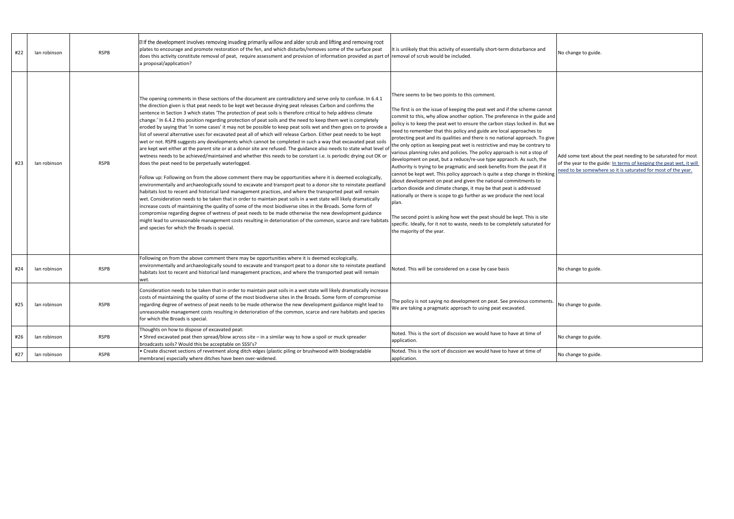| #22 | Ian robinson | RSPB | If the development involves removing invading primarily willow and alder scrub and lifting and removing root plates to encourage and promote restoration of the fen, and which disturbs/removes some of the surface peat does this activity constitute removal of peat, require assessment and provision of information provided as part of a proposal/application? | It is unlikely that this activity of essentially short-term disturbance and removal of scrub would be included. | No change to guide. |
|---|---|---|---|---|---|
| #23 | Ian robinson | RSPB | The opening comments in these sections of the document are contradictory and serve only to confuse. In 6.4.1 the direction given is that peat needs to be kept wet because drying peat releases Carbon and confirms the sentence in Section 3 which states 'The protection of peat soils is therefore critical to help address climate change.' In 6.4.2 this position regarding protection of peat soils and the need to keep them wet is completely eroded by saying that 'in some cases' it may not be possible to keep peat soils wet and then goes on to provide a list of several alternative uses for excavated peat all of which will release Carbon. Either peat needs to be kept wet or not. RSPB suggests any developments which cannot be completed in such a way that excavated peat soils are kept wet either at the parent site or at a donor site are refused. The guidance also needs to state what level of wetness needs to be achieved/maintained and whether this needs to be constant i.e. is periodic drying out OK or does the peat need to be perpetually waterlogged.<br><br>Follow up: Following on from the above comment there may be opportunities where it is deemed ecologically, environmentally and archaeologically sound to excavate and transport peat to a donor site to reinstate peatland habitats lost to recent and historical land management practices, and where the transported peat will remain wet. Consideration needs to be taken that in order to maintain peat soils in a wet state will likely dramatically increase costs of maintaining the quality of some of the most biodiverse sites in the Broads. Some form of compromise regarding degree of wetness of peat needs to be made otherwise the new development guidance might lead to unreasonable management costs resulting in deterioration of the common, scarce and rare habitats and species for which the Broads is special. | There seems to be two points to this comment.<br><br>The first is on the issue of keeping the peat wet and if the scheme cannot commit to this, why allow another option. The preference in the guide and policy is to keep the peat wet to ensure the carbon stays locked in. But we need to remember that this policy and guide are local approaches to protecting peat and its qualities and there is no national approach. To give the only option as keeping peat wet is restrictive and may be contrary to various planning rules and policies. The policy approach is not a stop of development on peat, but a reduce/re-use type appraoch. As such, the Authority is trying to be pragmatic and seek benefits from the peat if it cannot be kept wet. This policy approach is quite a step change in thinking about development on peat and given the national commitments to carbon dioxide and climate change, it may be that peat is addressed nationally or there is scope to go further as we produce the next local plan.<br><br>The second point is asking how wet the peat should be kept. This is site specific. Ideally, for it not to waste, needs to be completely saturated for the majority of the year. | Add some text about the peat needing to be saturated for most of the year to the guide: <u>In terms of keeping the peat wet, it will need to be somewhere so it is saturated for most of the year.</u> |
| #24 | Ian robinson | RSPB | Following on from the above comment there may be opportunities where it is deemed ecologically, environmentally and archaeologically sound to excavate and transport peat to a donor site to reinstate peatland habitats lost to recent and historical land management practices, and where the transported peat will remain wet. | Noted. This will be considered on a case by case basis | No change to guide. |
| #25 | Ian robinson | RSPB | Consideration needs to be taken that in order to maintain peat soils in a wet state will likely dramatically increase costs of maintaining the quality of some of the most biodiverse sites in the Broads. Some form of compromise regarding degree of wetness of peat needs to be made otherwise the new development guidance might lead to unreasonable management costs resulting in deterioration of the common, scarce and rare habitats and species for which the Broads is special. | The policy is not saying no development on peat. See previous comments. We are taking a pragmatic approach to using peat excavated. | No change to guide. |
| #26 | Ian robinson | RSPB | Thoughts on how to dispose of excavated peat:<br>• Shred excavated peat then spread/blow across site – in a similar way to how a spoil or muck spreader broadcasts soils? Would this be acceptable on SSSI's? | Noted. This is the sort of discssion we would have to have at time of application. | No change to guide. |
| #27 | Ian robinson | RSPB | • Create discreet sections of revetment along ditch edges (plastic piling or brushwood with biodegradable membrane) especially where ditches have been over-widened. | Noted. This is the sort of discssion we would have to have at time of application. | No change to guide. |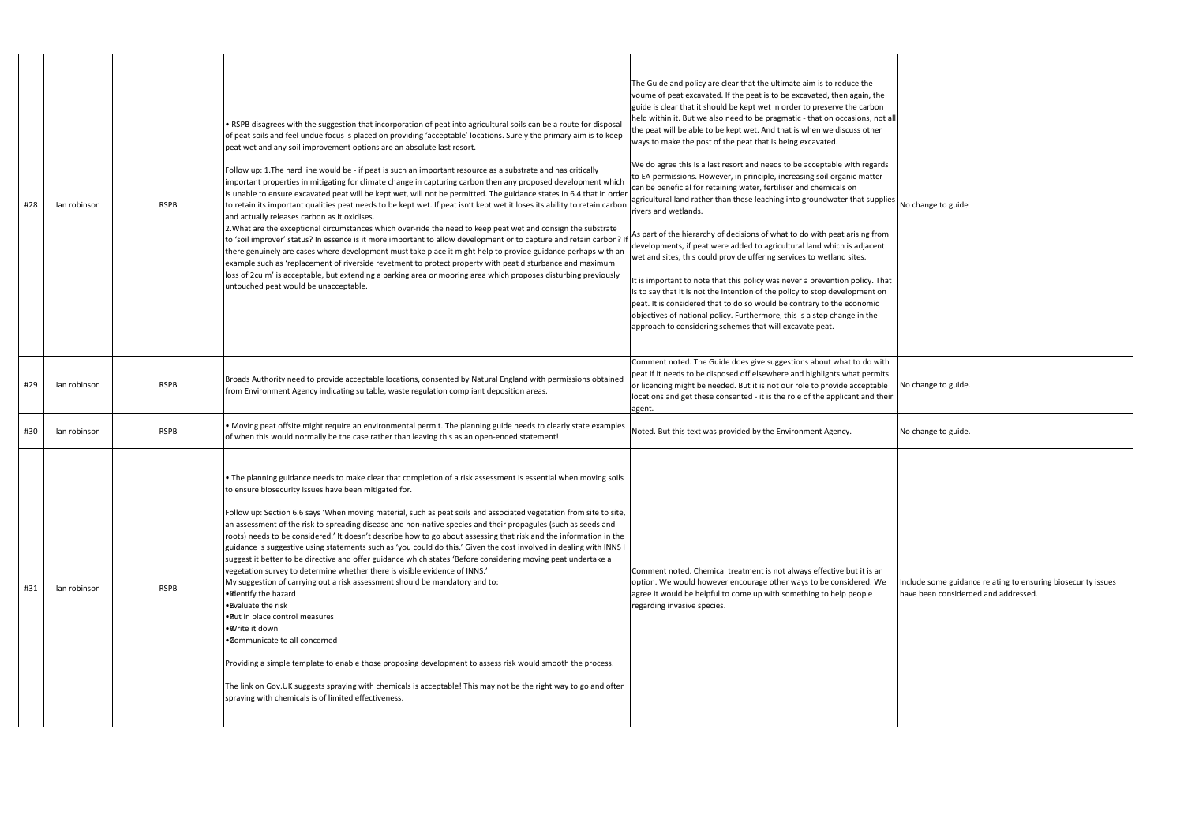| #28 | Ian robinson | RSPB | • RSPB disagrees with the suggestion that incorporation of peat into agricultural soils can be a route for disposal of peat soils and feel undue focus is placed on providing 'acceptable' locations. Surely the primary aim is to keep peat wet and any soil improvement options are an absolute last resort.<br><br>Follow up: 1.The hard line would be - if peat is such an important resource as a substrate and has critically important properties in mitigating for climate change in capturing carbon then any proposed development which is unable to ensure excavated peat will be kept wet, will not be permitted. The guidance states in 6.4 that in order to retain its important qualities peat needs to be kept wet. If peat isn't kept wet it loses its ability to retain carbon and actually releases carbon as it oxidises.<br>2.What are the exceptional circumstances which over-ride the need to keep peat wet and consign the substrate to 'soil improver' status? In essence is it more important to allow development or to capture and retain carbon? If there genuinely are cases where development must take place it might help to provide guidance perhaps with an example such as 'replacement of riverside revetment to protect property with peat disturbance and maximum loss of 2cu m' is acceptable, but extending a parking area or mooring area which proposes disturbing previously untouched peat would be unacceptable. | The Guide and policy are clear that the ultimate aim is to reduce the voume of peat excavated. If the peat is to be excavated, then again, the guide is clear that it should be kept wet in order to preserve the carbon held within it. But we also need to be pragmatic - that on occasions, not all the peat will be able to be kept wet. And that is when we discuss other ways to make the post of the peat that is being excavated.<br><br>We do agree this is a last resort and needs to be acceptable with regards to EA permissions. However, in principle, increasing soil organic matter can be beneficial for retaining water, fertiliser and chemicals on agricultural land rather than these leaching into groundwater that supplies rivers and wetlands.<br><br>As part of the hierarchy of decisions of what to do with peat arising from developments, if peat were added to agricultural land which is adjacent wetland sites, this could provide uffering services to wetland sites.<br><br>It is important to note that this policy was never a prevention policy. That is to say that it is not the intention of the policy to stop development on peat. It is considered that to do so would be contrary to the economic objectives of national policy. Furthermore, this is a step change in the approach to considering schemes that will excavate peat. | No change to guide |
|---|---|---|---|---|---|
| #29 | Ian robinson | RSPB | Broads Authority need to provide acceptable locations, consented by Natural England with permissions obtained from Environment Agency indicating suitable, waste regulation compliant deposition areas. | Comment noted. The Guide does give suggestions about what to do with peat if it needs to be disposed off elsewhere and highlights what permits or licencing might be needed. But it is not our role to provide acceptable locations and get these consented - it is the role of the applicant and their agent. | No change to guide. |
| #30 | Ian robinson | RSPB | • Moving peat offsite might require an environmental permit. The planning guide needs to clearly state examples of when this would normally be the case rather than leaving this as an open-ended statement! | Noted. But this text was provided by the Environment Agency. | No change to guide. |
| #31 | Ian robinson | RSPB | • The planning guidance needs to make clear that completion of a risk assessment is essential when moving soils to ensure biosecurity issues have been mitigated for.<br><br>Follow up: Section 6.6 says 'When moving material, such as peat soils and associated vegetation from site to site, an assessment of the risk to spreading disease and non-native species and their propagules (such as seeds and roots) needs to be considered.' It doesn't describe how to go about assessing that risk and the information in the guidance is suggestive using statements such as 'you could do this.' Given the cost involved in dealing with INNS I suggest it better to be directive and offer guidance which states 'Before considering moving peat undertake a vegetation survey to determine whether there is visible evidence of INNS.'<br>My suggestion of carrying out a risk assessment should be mandatory and to:<br>• Identify the hazard<br>• Evaluate the risk<br>• Put in place control measures<br>• Write it down<br>• Communicate to all concerned<br><br>Providing a simple template to enable those proposing development to assess risk would smooth the process.<br><br>The link on Gov.UK suggests spraying with chemicals is acceptable! This may not be the right way to go and often spraying with chemicals is of limited effectiveness. | Comment noted. Chemical treatment is not always effective but it is an option. We would however encourage other ways to be considered. We agree it would be helpful to come up with something to help people regarding invasive species. | Include some guidance relating to ensuring biosecurity issues have been considerded and addressed. |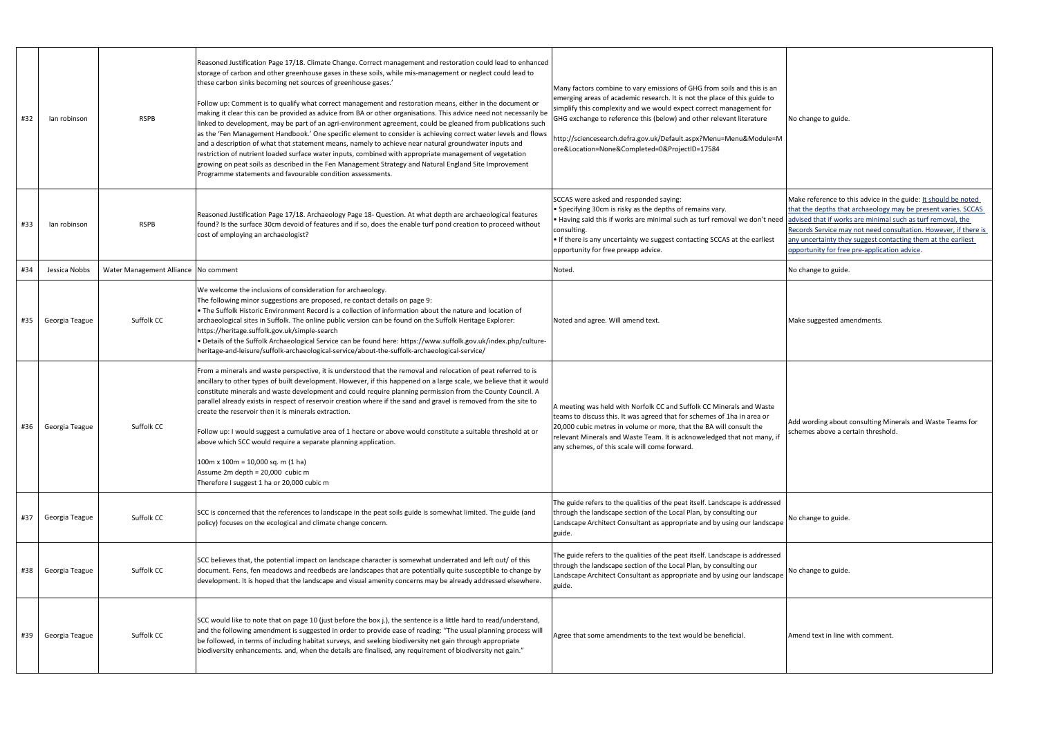| #32 | Ian robinson | RSPB | Reasoned Justification Page 17/18. Climate Change. Correct management and restoration could lead to enhanced storage of carbon and other greenhouse gases in these soils, while mis-management or neglect could lead to these carbon sinks becoming net sources of greenhouse gases.'<br><br>Follow up: Comment is to qualify what correct management and restoration means, either in the document or making it clear this can be provided as advice from BA or other organisations. This advice need not necessarily be linked to development, may be part of an agri-environment agreement, could be gleaned from publications such as the 'Fen Management Handbook.' One specific element to consider is achieving correct water levels and flows and a description of what that statement means, namely to achieve near natural groundwater inputs and restriction of nutrient loaded surface water inputs, combined with appropriate management of vegetation growing on peat soils as described in the Fen Management Strategy and Natural England Site Improvement Programme statements and favourable condition assessments. | Many factors combine to vary emissions of GHG from soils and this is an emerging areas of academic research. It is not the place of this guide to simplify this complexity and we would expect correct management for GHG exchange to reference this (below) and other relevant literature<br><br>http://sciencesearch.defra.gov.uk/Default.aspx?Menu=Menu&Module=More&Location=None&Completed=0&ProjectID=17584 | No change to guide. |
|---|---|---|---|---|---|
| #33 | Ian robinson | RSPB | Reasoned Justification Page 17/18. Archaeology Page 18- Question. At what depth are archaeological features found? Is the surface 30cm devoid of features and if so, does the enable turf pond creation to proceed without cost of employing an archaeologist? | SCCAS were asked and responded saying:<br>• Specifying 30cm is risky as the depths of remains vary.<br>• Having said this if works are minimal such as turf removal we don't need consulting.<br>• If there is any uncertainty we suggest contacting SCCAS at the earliest opportunity for free preapp advice. | Make reference to this advice in the guide: It should be noted that the depths that archaeology may be present varies. SCCAS advised that if works are minimal such as turf removal, the Records Service may not need consultation. However, if there is any uncertainty they suggest contacting them at the earliest opportunity for free pre-application advice. |
| #34 | Jessica Nobbs | Water Management Alliance | No comment | Noted. | No change to guide. |
| #35 | Georgia Teague | Suffolk CC | We welcome the inclusions of consideration for archaeology.<br>The following minor suggestions are proposed, re contact details on page 9:<br>• The Suffolk Historic Environment Record is a collection of information about the nature and location of archaeological sites in Suffolk. The online public version can be found on the Suffolk Heritage Explorer: https://heritage.suffolk.gov.uk/simple-search<br>• Details of the Suffolk Archaeological Service can be found here: https://www.suffolk.gov.uk/index.php/culture-heritage-and-leisure/suffolk-archaeological-service/about-the-suffolk-archaeological-service/ | Noted and agree. Will amend text. | Make suggested amendments. |
| #36 | Georgia Teague | Suffolk CC | From a minerals and waste perspective, it is understood that the removal and relocation of peat referred to is ancillary to other types of built development. However, if this happened on a large scale, we believe that it would constitute minerals and waste development and could require planning permission from the County Council. A parallel already exists in respect of reservoir creation where if the sand and gravel is removed from the site to create the reservoir then it is minerals extraction.<br><br>Follow up: I would suggest a cumulative area of 1 hectare or above would constitute a suitable threshold at or above which SCC would require a separate planning application.<br><br>100m x 100m = 10,000 sq. m (1 ha)<br>Assume 2m depth = 20,000 cubic m<br>Therefore I suggest 1 ha or 20,000 cubic m | A meeting was held with Norfolk CC and Suffolk CC Minerals and Waste teams to discuss this. It was agreed that for schemes of 1ha in area or 20,000 cubic metres in volume or more, that the BA will consult the relevant Minerals and Waste teams. It is acknoweledged that not many, if any schemes, of this scale will come forward. | Add wording about consulting Minerals and Waste Teams for schemes above a certain threshold. |
| #37 | Georgia Teague | Suffolk CC | SCC is concerned that the references to landscape in the peat soils guide is somewhat limited. The guide (and policy) focuses on the ecological and climate change concern. | The guide refers to the qualities of the peat itself. Landscape is addressed through the landscape section of the Local Plan, by consulting our Landscape Architect Consultant as appropriate and by using our landscape guide. | No change to guide. |
| #38 | Georgia Teague | Suffolk CC | SCC believes that, the potential impact on landscape character is somewhat underrated and left out/ of this document. Fens, fen meadows and reedbeds are landscapes that are potentially quite susceptible to change by development. It is hoped that the landscape and visual amenity concerns may be already addressed elsewhere. | The guide refers to the qualities of the peat itself. Landscape is addressed through the landscape section of the Local Plan, by consulting our Landscape Architect Consultant as appropriate and by using our landscape guide. | No change to guide. |
| #39 | Georgia Teague | Suffolk CC | SCC would like to note that on page 10 (just before the box j.), the sentence is a little hard to read/understand, and the following amendment is suggested in order to provide ease of reading: "The usual planning process will be followed, in terms of including habitat surveys, and seeking biodiversity net gain through appropriate biodiversity enhancements. and, when the details are finalised, any requirement of biodiversity net gain." | Agree that some amendments to the text would be beneficial. | Amend text in line with comment. |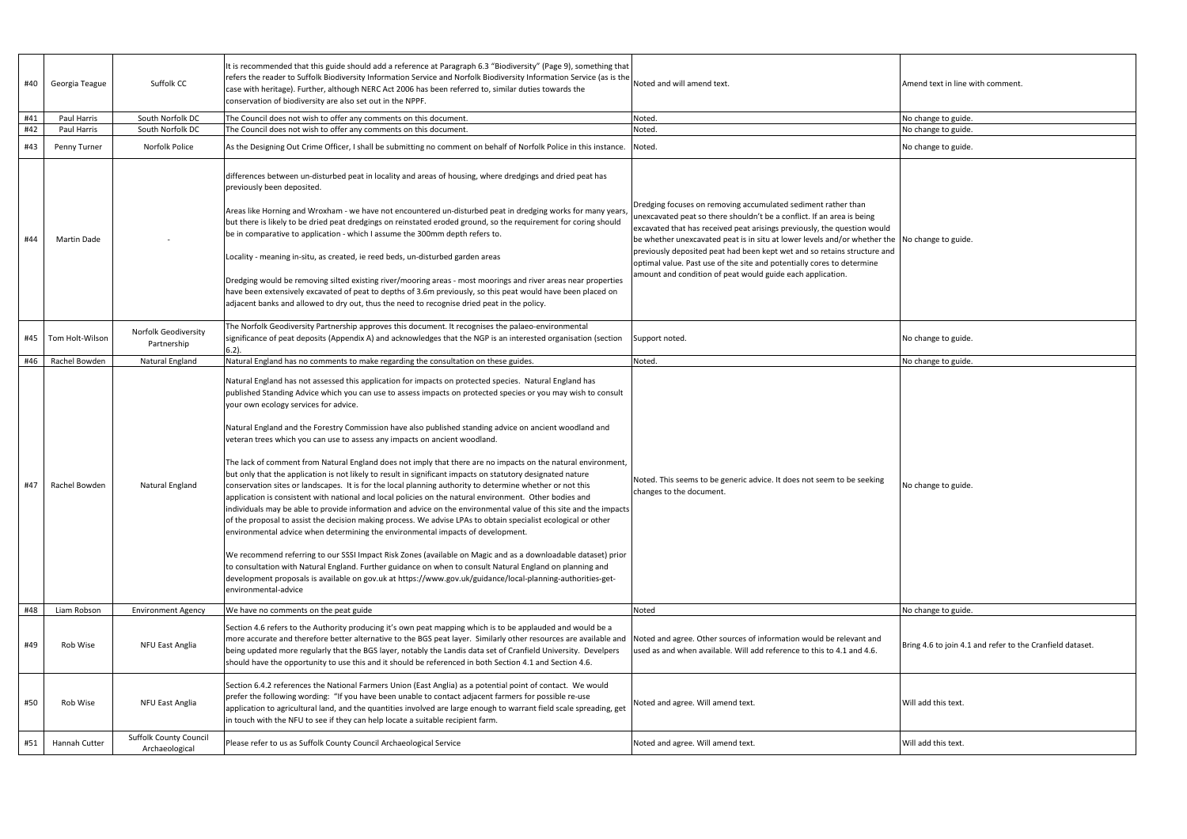| #40 | Georgia Teague | Suffolk CC | It is recommended that this guide should add a reference at Paragraph 6.3 "Biodiversity" (Page 9), something that refers the reader to Suffolk Biodiversity Information Service and Norfolk Biodiversity Information Service (as is the case with heritage). Further, although NERC Act 2006 has been referred to, similar duties towards the conservation of biodiversity are also set out in the NPPF. | Noted and will amend text. | Amend text in line with comment. |
|---|---|---|---|---|---|
| #41 | Paul Harris | South Norfolk DC | The Council does not wish to offer any comments on this document. | Noted. | No change to guide. |
| #42 | Paul Harris | South Norfolk DC | The Council does not wish to offer any comments on this document. | Noted. | No change to guide. |
| #43 | Penny Turner | Norfolk Police | As the Designing Out Crime Officer, I shall be submitting no comment on behalf of Norfolk Police in this instance. | Noted. | No change to guide. |
| #44 | Martin Dade | - | differences between un-disturbed peat in locality and areas of housing, where dredgings and dried peat has previously been deposited.<br><br>Areas like Horning and Wroxham - we have not encountered un-disturbed peat in dredging works for many years, but there is likely to be dried peat dredgings on reinstated eroded ground, so the requirement for coring should be in comparative to application - which I assume the 300mm depth refers to.<br><br>Locality - meaning in-situ, as created, ie reed beds, un-disturbed garden areas<br><br>Dredging would be removing silted existing river/mooring areas - most moorings and river areas near properties have been extensively excavated of peat to depths of 3.6m previously, so this peat would have been placed on adjacent banks and allowed to dry out, thus the need to recognise dried peat in the policy. | Dredging focuses on removing accumulated sediment rather than unexcavated peat so there shouldn't be a conflict. If an area is being excavated that has received peat arisings previously, the question would be whether unexcavated peat is in situ at lower levels and/or whether the previously deposited peat had been kept wet and so retains structure and optimal value. Past use of the site and potentially cores to determine amount and condition of peat would guide each application. | No change to guide. |
| #45 | Tom Holt-Wilson | Norfolk Geodiversity Partnership | The Norfolk Geodiversity Partnership approves this document. It recognises the palaeo-environmental significance of peat deposits (Appendix A) and acknowledges that the NGP is an interested organisation (section 6.2). | Support noted. | No change to guide. |
| #46 | Rachel Bowden | Natural England | Natural England has no comments to make regarding the consultation on these guides. | Noted. | No change to guide. |
| #47 | Rachel Bowden | Natural England | Natural England has not assessed this application for impacts on protected species. Natural England has published Standing Advice which you can use to assess impacts on protected species or you may wish to consult your own ecology services for advice.<br><br>Natural England and the Forestry Commission have also published standing advice on ancient woodland and veteran trees which you can use to assess any impacts on ancient woodland.<br><br>The lack of comment from Natural England does not imply that there are no impacts on the natural environment, but only that the application is not likely to result in significant impacts on statutory designated nature conservation sites or landscapes. It is for the local planning authority to determine whether or not this application is consistent with national and local policies on the natural environment. Other bodies and individuals may be able to provide information and advice on the environmental value of this site and the impacts of the proposal to assist the decision making process. We advise LPAs to obtain specialist ecological or other environmental advice when determining the environmental impacts of development.<br><br>We recommend referring to our SSSI Impact Risk Zones (available on Magic and as a downloadable dataset) prior to consultation with Natural England. Further guidance on when to consult Natural England on planning and development proposals is available on gov.uk at https://www.gov.uk/guidance/local-planning-authorities-get-environmental-advice | Noted. This seems to be generic advice. It does not seem to be seeking changes to the document. | No change to guide. |
| #48 | Liam Robson | Environment Agency | We have no comments on the peat guide | Noted | No change to guide. |
| #49 | Rob Wise | NFU East Anglia | Section 4.6 refers to the Authority producing it's own peat mapping which is to be applauded and would be a more accurate and therefore better alternative to the BGS peat layer. Similarly other resources are available and being updated more regularly that the BGS layer, notably the Landis data set of Cranfield University. Develpers should have the opportunity to use this and it should be referenced in both Section 4.1 and Section 4.6. | Noted and agree. Other sources of information would be relevant and used as and when available. Will add reference to this to 4.1 and 4.6. | Bring 4.6 to join 4.1 and refer to the Cranfield dataset. |
| #50 | Rob Wise | NFU East Anglia | Section 6.4.2 references the National Farmers Union (East Anglia) as a potential point of contact. We would prefer the following wording: "If you have been unable to contact adjacent farmers for possible re-use application to agricultural land, and the quantities involved are large enough to warrant field scale spreading, get in touch with the NFU to see if they can help locate a suitable recipient farm. | Noted and agree. Will amend text. | Will add this text. |
| #51 | Hannah Cutter | Suffolk County Council Archaeological | Please refer to us as Suffolk County Council Archaeological Service | Noted and agree. Will amend text. | Will add this text. |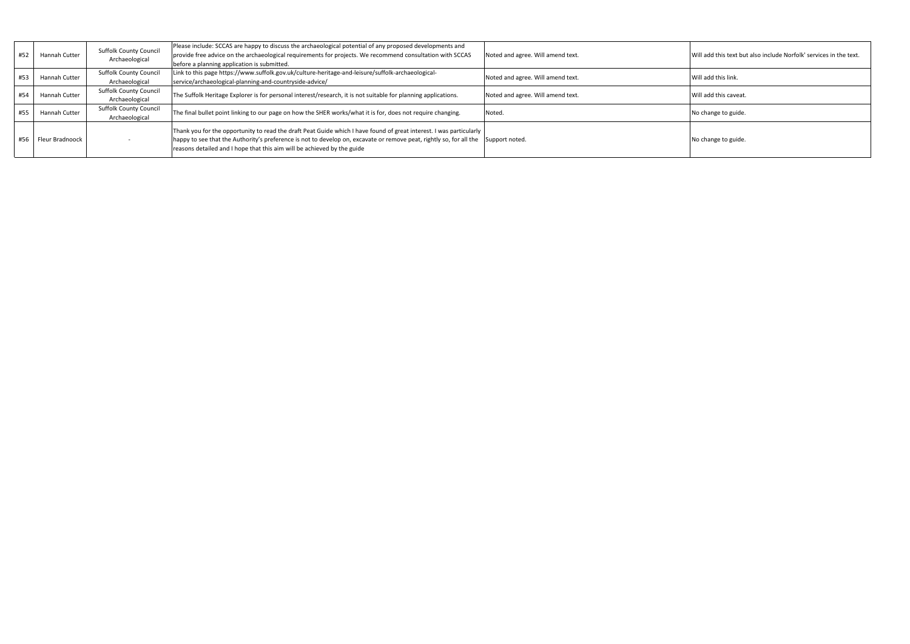| | | | | | |
|---|---|---|---|---|---|
| #52 | Hannah Cutter | Suffolk County Council Archaeological | Please include: SCCAS are happy to discuss the archaeological potential of any proposed developments and provide free advice on the archaeological requirements for projects. We recommend consultation with SCCAS before a planning application is submitted. | Noted and agree. Will amend text. | Will add this text but also include Norfolk' services in the text. |
| #53 | Hannah Cutter | Suffolk County Council Archaeological | Link to this page https://www.suffolk.gov.uk/culture-heritage-and-leisure/suffolk-archaeological-service/archaeological-planning-and-countryside-advice/ | Noted and agree. Will amend text. | Will add this link. |
| #54 | Hannah Cutter | Suffolk County Council Archaeological | The Suffolk Heritage Explorer is for personal interest/research, it is not suitable for planning applications. | Noted and agree. Will amend text. | Will add this caveat. |
| #55 | Hannah Cutter | Suffolk County Council Archaeological | The final bullet point linking to our page on how the SHER works/what it is for, does not require changing. | Noted. | No change to guide. |
| #56 | Fleur Bradnoock | - | Thank you for the opportunity to read the draft Peat Guide which I have found of great interest. I was particularly happy to see that the Authority's preference is not to develop on, excavate or remove peat, rightly so, for all the reasons detailed and I hope that this aim will be achieved by the guide | Support noted. | No change to guide. |